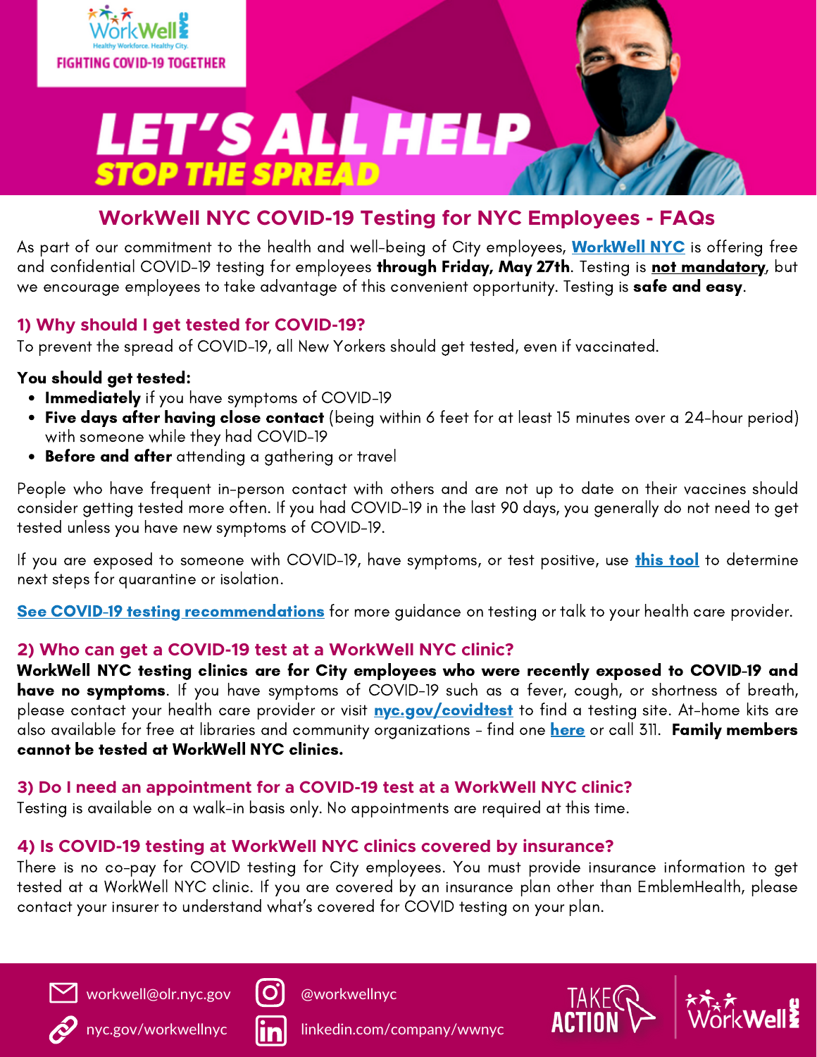WorkWell NYC

Healthy Workforce. Healthy City.

FIGHTING COVID-19 TOGETHER

# LET'S ALL HELP STOP THE SPREAD

## WorkWell NYC COVID-19 Testing for NYC Employees - FAQs

As part of our commitment to the health and well-being of City employees, **WorkWell NYC** is offering free and confidential COVID-19 testing for employees **through Friday, May 27th**. Testing is **not mandatory**, but we encourage employees to take advantage of this convenient opportunity. Testing is **safe and easy**.

### 1) Why should I get tested for COVID-19?

To prevent the spread of COVID-19, all New Yorkers should get tested, even if vaccinated.

**You should get tested:**

- **Immediately** if you have symptoms of COVID-19
- **Five days after having close contact** (being within 6 feet for at least 15 minutes over a 24-hour period) with someone while they had COVID-19
- **Before and after** attending a gathering or travel

People who have frequent in-person contact with others and are not up to date on their vaccines should consider getting tested more often. If you had COVID-19 in the last 90 days, you generally do not need to get tested unless you have new symptoms of COVID-19.

If you are exposed to someone with COVID-19, have symptoms, or test positive, use **this tool** to determine next steps for quarantine or isolation.

**See COVID-19 testing recommendations** for more guidance on testing or talk to your health care provider.

### 2) Who can get a COVID-19 test at a WorkWell NYC clinic?

**WorkWell NYC testing clinics are for City employees who were recently exposed to COVID-19 and have no symptoms**. If you have symptoms of COVID-19 such as a fever, cough, or shortness of breath, please contact your health care provider or visit **nyc.gov/covidtest** to find a testing site. At-home kits are also available for free at libraries and community organizations - find one **here** or call 311. **Family members cannot be tested at WorkWell NYC clinics.**

### 3) Do I need an appointment for a COVID-19 test at a WorkWell NYC clinic?

Testing is available on a walk-in basis only. No appointments are required at this time.

### 4) Is COVID-19 testing at WorkWell NYC clinics covered by insurance?

There is no co-pay for COVID testing for City employees. You must provide insurance information to get tested at a WorkWell NYC clinic. If you are covered by an insurance plan other than EmblemHealth, please contact your insurer to understand what's covered for COVID testing on your plan.

workwell@olr.nyc.gov | @workwellnyc

nyc.gov/workwellnyc | linkedin.com/company/wwnyc

TAKE ACTION | WorkWell NYC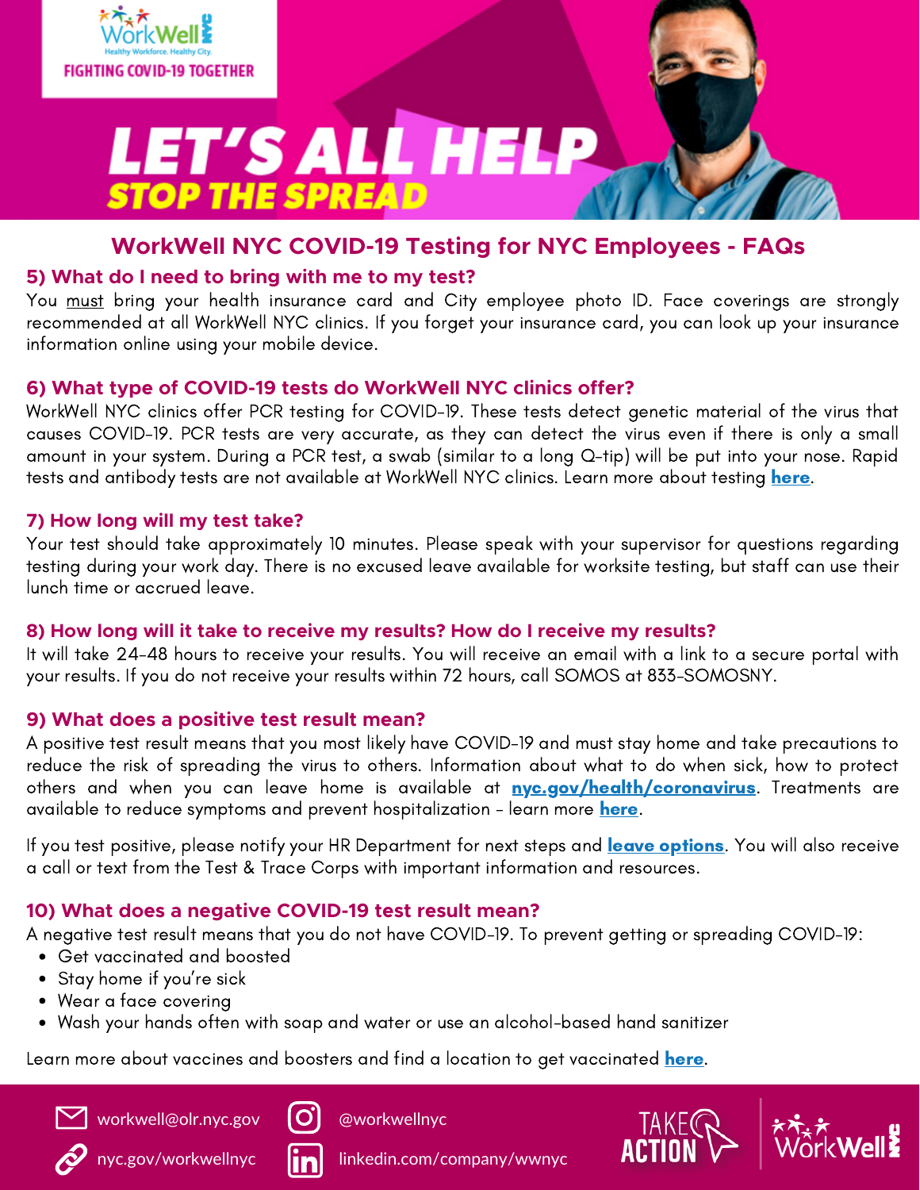# LET'S ALL HELP STOP THE SPREAD

## WorkWell NYC COVID-19 Testing for NYC Employees - FAQs

### 5) What do I need to bring with me to my test?

You must bring your health insurance card and City employee photo ID. Face coverings are strongly recommended at all WorkWell NYC clinics. If you forget your insurance card, you can look up your insurance information online using your mobile device.

### 6) What type of COVID-19 tests do WorkWell NYC clinics offer?

WorkWell NYC clinics offer PCR testing for COVID-19. These tests detect genetic material of the virus that causes COVID-19. PCR tests are very accurate, as they can detect the virus even if there is only a small amount in your system. During a PCR test, a swab (similar to a long Q-tip) will be put into your nose. Rapid tests and antibody tests are not available at WorkWell NYC clinics. Learn more about testing **here**.

### 7) How long will my test take?

Your test should take approximately 10 minutes. Please speak with your supervisor for questions regarding testing during your work day. There is no excused leave available for worksite testing, but staff can use their lunch time or accrued leave.

### 8) How long will it take to receive my results? How do I receive my results?

It will take 24-48 hours to receive your results. You will receive an email with a link to a secure portal with your results. If you do not receive your results within 72 hours, call SOMOS at 833-SOMOSNY.

### 9) What does a positive test result mean?

A positive test result means that you most likely have COVID-19 and must stay home and take precautions to reduce the risk of spreading the virus to others. Information about what to do when sick, how to protect others and when you can leave home is available at **nyc.gov/health/coronavirus**. Treatments are available to reduce symptoms and prevent hospitalization - learn more **here**.

If you test positive, please notify your HR Department for next steps and **leave options**. You will also receive a call or text from the Test & Trace Corps with important information and resources.

### 10) What does a negative COVID-19 test result mean?

A negative test result means that you do not have COVID-19. To prevent getting or spreading COVID-19:

- Get vaccinated and boosted
- Stay home if you're sick
- Wear a face covering
- Wash your hands often with soap and water or use an alcohol-based hand sanitizer

Learn more about vaccines and boosters and find a location to get vaccinated **here**.

workwell@olr.nyc.gov | @workwellnyc
nyc.gov/workwellnyc | linkedin.com/company/wwnyc

TAKE ACTION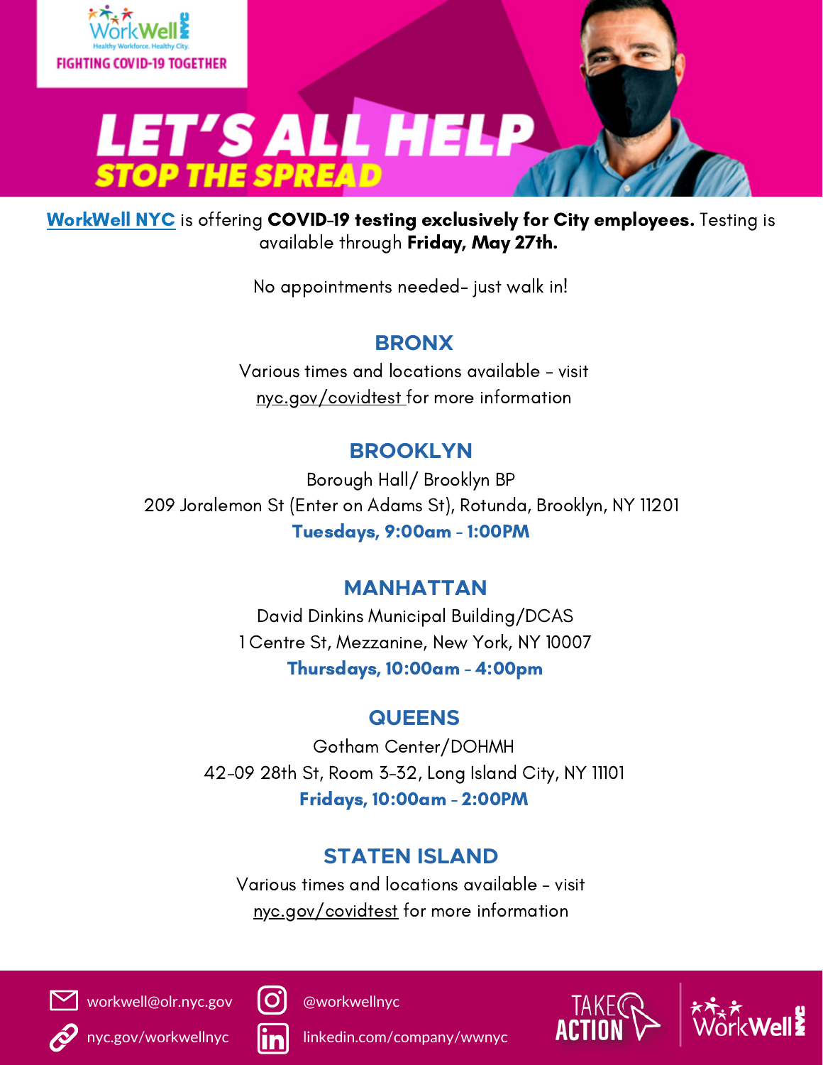WorkWell NYC
Healthy Workforce. Healthy City.
FIGHTING COVID-19 TOGETHER

# LET'S ALL HELP STOP THE SPREAD

WorkWell NYC is offering **COVID-19 testing exclusively for City employees.** Testing is available through **Friday, May 27th.**

No appointments needed- just walk in!

## BRONX

Various times and locations available - visit nyc.gov/covidtest for more information

## BROOKLYN

Borough Hall/ Brooklyn BP
209 Joralemon St (Enter on Adams St), Rotunda, Brooklyn, NY 11201
**Tuesdays, 9:00am - 1:00PM**

## MANHATTAN

David Dinkins Municipal Building/DCAS
1 Centre St, Mezzanine, New York, NY 10007
**Thursdays, 10:00am - 4:00pm**

## QUEENS

Gotham Center/DOHMH
42-09 28th St, Room 3-32, Long Island City, NY 11101
**Fridays, 10:00am - 2:00PM**

## STATEN ISLAND

Various times and locations available - visit nyc.gov/covidtest for more information

workwell@olr.nyc.gov
nyc.gov/workwellnyc
@workwellnyc
linkedin.com/company/wwnyc

TAKE ACTION
WorkWell NYC